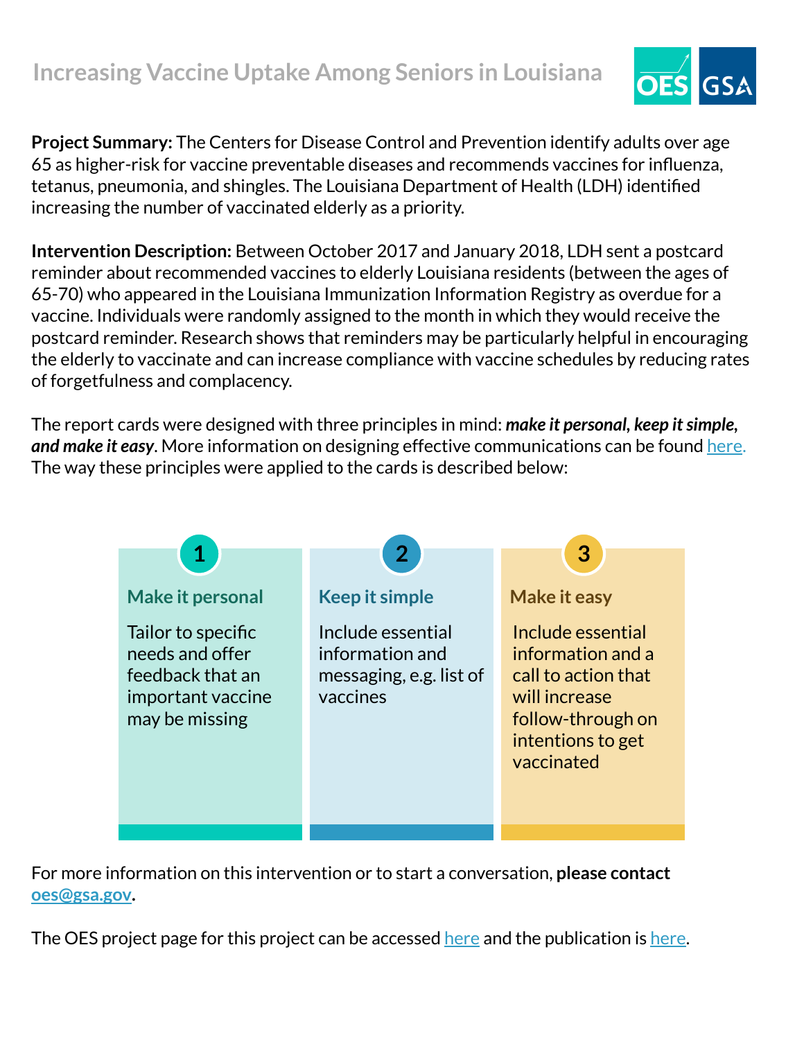# Increasing Vaccine Uptake Among Seniors in Louisiana

**Project Summary:** The Centers for Disease Control and Prevention identify adults over age 65 as higher-risk for vaccine preventable diseases and recommends vaccines for influenza, tetanus, pneumonia, and shingles. The Louisiana Department of Health (LDH) identified increasing the number of vaccinated elderly as a priority.

**Intervention Description:** Between October 2017 and January 2018, LDH sent a postcard reminder about recommended vaccines to elderly Louisiana residents (between the ages of 65-70) who appeared in the Louisiana Immunization Information Registry as overdue for a vaccine. Individuals were randomly assigned to the month in which they would receive the postcard reminder. Research shows that reminders may be particularly helpful in encouraging the elderly to vaccinate and can increase compliance with vaccine schedules by reducing rates of forgetfulness and complacency.

The report cards were designed with three principles in mind: ***make it personal, keep it simple, and make it easy***. More information on designing effective communications can be found here. The way these principles were applied to the cards is described below:

**1. Make it personal**

Tailor to specific needs and offer feedback that an important vaccine may be missing

**2. Keep it simple**

Include essential information and messaging, e.g. list of vaccines

**3. Make it easy**

Include essential information and a call to action that will increase follow-through on intentions to get vaccinated

For more information on this intervention or to start a conversation, **please contact oes@gsa.gov.**

The OES project page for this project can be accessed here and the publication is here.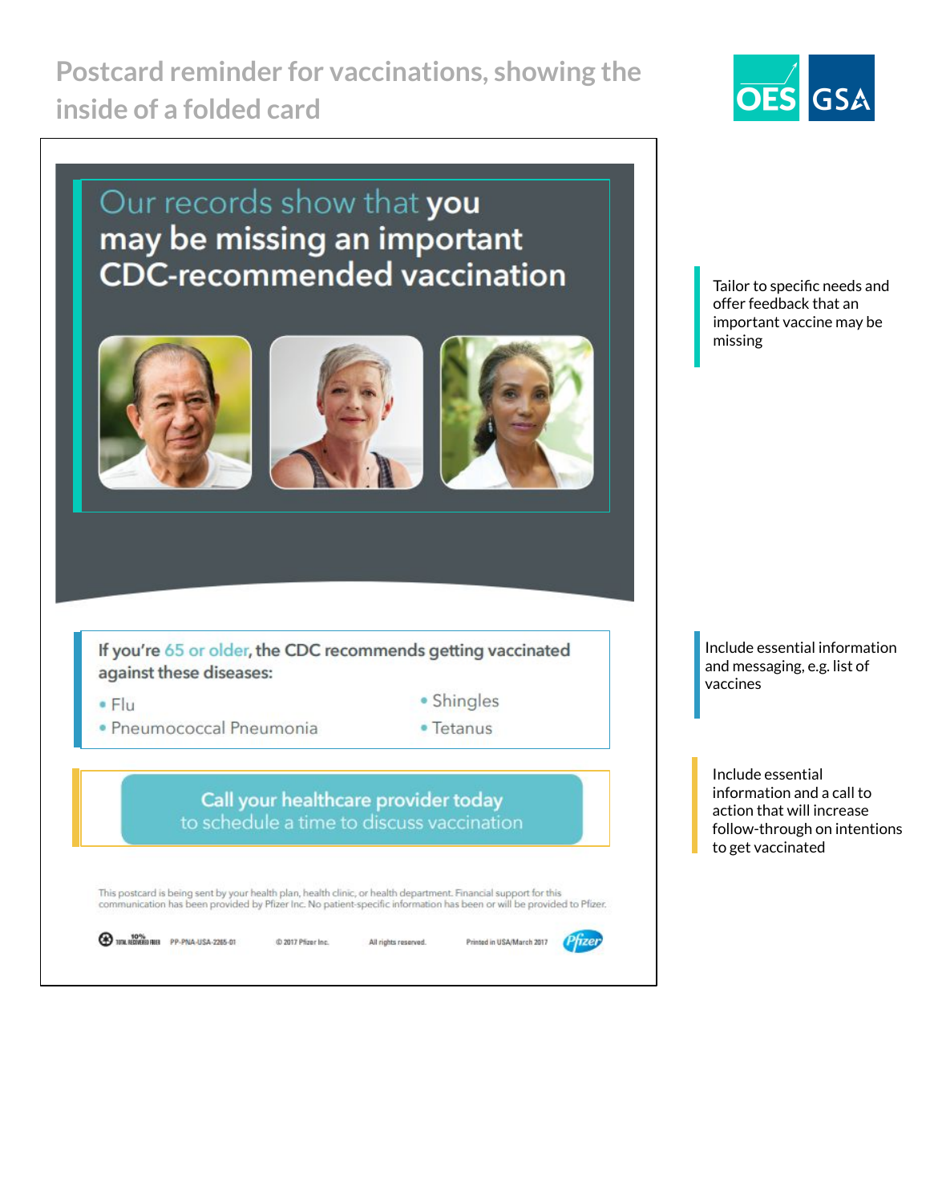## Postcard reminder for vaccinations, showing the inside of a folded card

# Our records show that **you may be missing an important CDC-recommended vaccination**

Tailor to specific needs and offer feedback that an important vaccine may be missing

**If you're 65 or older, the CDC recommends getting vaccinated against these diseases:**

- Flu
- Pneumococcal Pneumonia
- Shingles
- Tetanus

Include essential information and messaging, e.g. list of vaccines

**Call your healthcare provider today**
to schedule a time to discuss vaccination

Include essential information and a call to action that will increase follow-through on intentions to get vaccinated

This postcard is being sent by your health plan, health clinic, or health department. Financial support for this communication has been provided by Pfizer Inc. No patient-specific information has been or will be provided to Pfizer.

10% TOTAL RECOVERED FIBER PP-PNA-USA-2265-01 © 2017 Pfizer Inc. All rights reserved. Printed in USA/March 2017 Pfizer